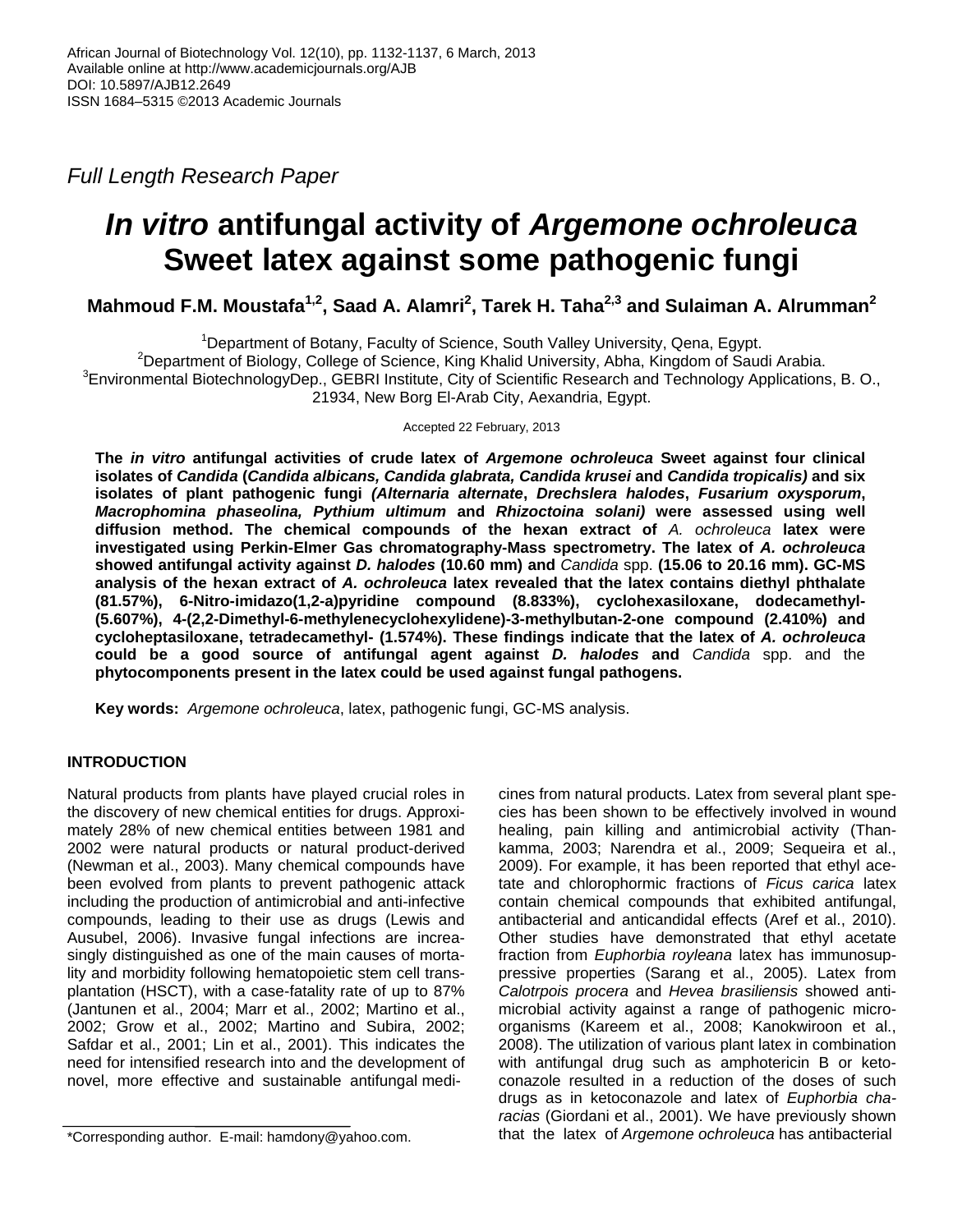*Full Length Research Paper*

# *In vitro* antifungal activity of *Argemone ochroleuca* Sweet latex against some pathogenic fungi

**Mahmoud F.M. Moustafa[1,2], Saad A. Alamri[2], Tarek H. Taha[2,3] and Sulaiman A. Alrumman[2]**

[1]Department of Botany, Faculty of Science, South Valley University, Qena, Egypt.
[2]Department of Biology, College of Science, King Khalid University, Abha, Kingdom of Saudi Arabia.
[3]Environmental BiotechnologyDep., GEBRI Institute, City of Scientific Research and Technology Applications, B. O., 21934, New Borg El-Arab City, Aexandria, Egypt.

Accepted 22 February, 2013

**The *in vitro* antifungal activities of crude latex of *Argemone ochroleuca* Sweet against four clinical isolates of *Candida* (*Candida albicans, Candida glabrata, Candida krusei* and *Candida tropicalis)* and six isolates of plant pathogenic fungi *(Alternaria alternate*, *Drechslera halodes*, *Fusarium oxysporum*, *Macrophomina phaseolina, Pythium ultimum* and *Rhizoctoina solani)* were assessed using well diffusion method. The chemical compounds of the hexan extract of** *A. ochroleuca* **latex were investigated using Perkin-Elmer Gas chromatography-Mass spectrometry. The latex of *A. ochroleuca* showed antifungal activity against *D. halodes* (10.60 mm) and** *Candida* **spp. (15.06 to 20.16 mm). GC-MS analysis of the hexan extract of *A. ochroleuca* latex revealed that the latex contains diethyl phthalate (81.57%), 6-Nitro-imidazo(1,2-a)pyridine compound (8.833%), cyclohexasiloxane, dodecamethyl- (5.607%), 4-(2,2-Dimethyl-6-methylenecyclohexylidene)-3-methylbutan-2-one compound (2.410%) and cycloheptasiloxane, tetradecamethyl- (1.574%). These findings indicate that the latex of *A. ochroleuca* could be a good source of antifungal agent against *D. halodes* and** *Candida* **spp. and the phytocomponents present in the latex could be used against fungal pathogens.**

**Key words:** *Argemone ochroleuca*, latex, pathogenic fungi, GC-MS analysis.

## INTRODUCTION

Natural products from plants have played crucial roles in the discovery of new chemical entities for drugs. Approximately 28% of new chemical entities between 1981 and 2002 were natural products or natural product-derived (Newman et al., 2003). Many chemical compounds have been evolved from plants to prevent pathogenic attack including the production of antimicrobial and anti-infective compounds, leading to their use as drugs (Lewis and Ausubel, 2006). Invasive fungal infections are increasingly distinguished as one of the main causes of mortality and morbidity following hematopoietic stem cell transplantation (HSCT), with a case-fatality rate of up to 87% (Jantunen et al., 2004; Marr et al., 2002; Martino et al., 2002; Grow et al., 2002; Martino and Subira, 2002; Safdar et al., 2001; Lin et al., 2001). This indicates the need for intensified research into and the development of novel, more effective and sustainable antifungal medicines from natural products. Latex from several plant species has been shown to be effectively involved in wound healing, pain killing and antimicrobial activity (Thankamma, 2003; Narendra et al., 2009; Sequeira et al., 2009). For example, it has been reported that ethyl acetate and chlorophormic fractions of *Ficus carica* latex contain chemical compounds that exhibited antifungal, antibacterial and anticandidal effects (Aref et al., 2010). Other studies have demonstrated that ethyl acetate fraction from *Euphorbia royleana* latex has immunosuppressive properties (Sarang et al., 2005). Latex from *Calotrpois procera* and *Hevea brasiliensis* showed antimicrobial activity against a range of pathogenic microorganisms (Kareem et al., 2008; Kanokwiroon et al., 2008). The utilization of various plant latex in combination with antifungal drug such as amphotericin B or ketoconazole resulted in a reduction of the doses of such drugs as in ketoconazole and latex of *Euphorbia characias* (Giordani et al., 2001). We have previously shown that the latex of *Argemone ochroleuca* has antibacterial

\*Corresponding author. E-mail: hamdony@yahoo.com.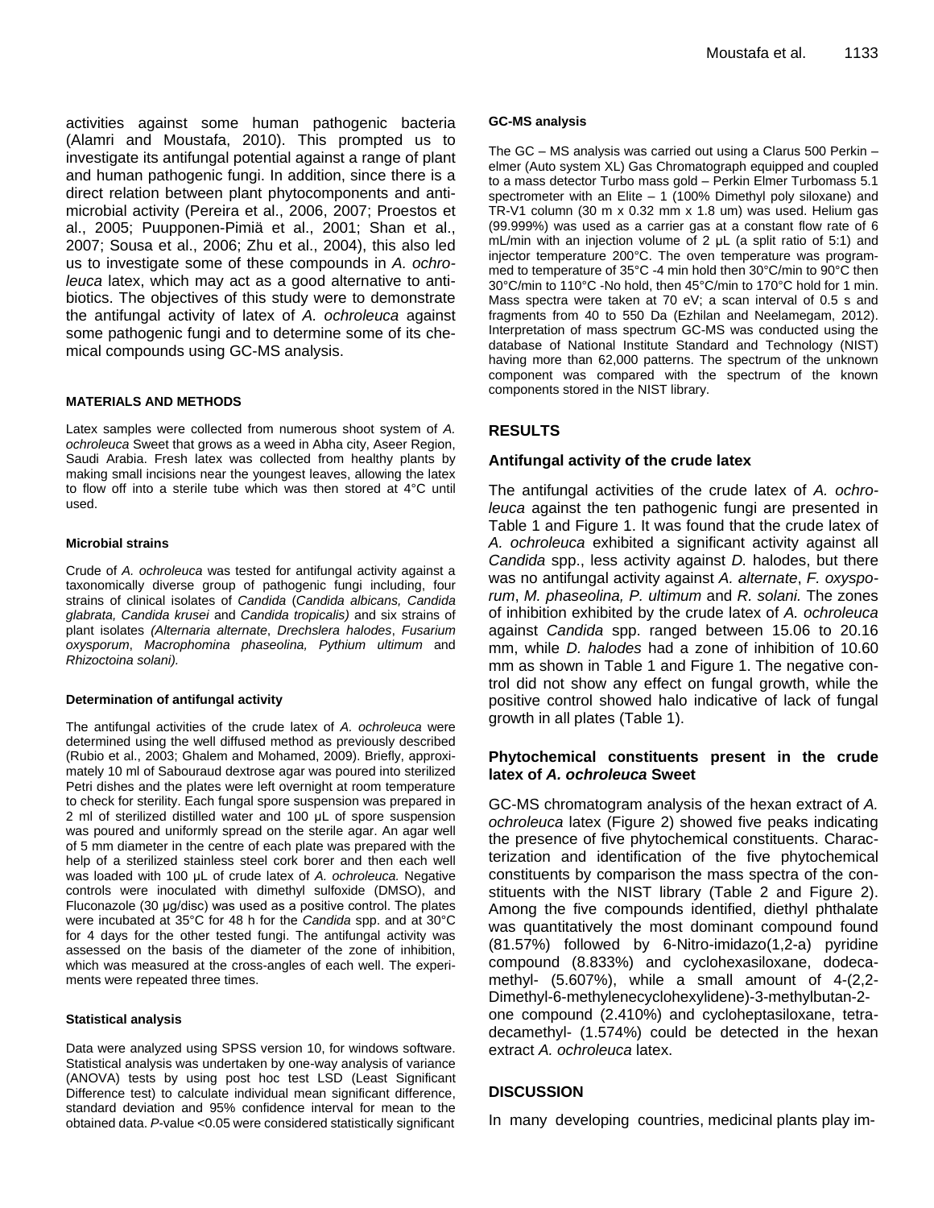activities against some human pathogenic bacteria (Alamri and Moustafa, 2010). This prompted us to investigate its antifungal potential against a range of plant and human pathogenic fungi. In addition, since there is a direct relation between plant phytocomponents and antimicrobial activity (Pereira et al., 2006, 2007; Proestos et al., 2005; Puupponen-Pimiä et al., 2001; Shan et al., 2007; Sousa et al., 2006; Zhu et al., 2004), this also led us to investigate some of these compounds in *A. ochroleuca* latex, which may act as a good alternative to antibiotics. The objectives of this study were to demonstrate the antifungal activity of latex of *A. ochroleuca* against some pathogenic fungi and to determine some of its chemical compounds using GC-MS analysis.

## MATERIALS AND METHODS

Latex samples were collected from numerous shoot system of *A. ochroleuca* Sweet that grows as a weed in Abha city, Aseer Region, Saudi Arabia. Fresh latex was collected from healthy plants by making small incisions near the youngest leaves, allowing the latex to flow off into a sterile tube which was then stored at 4°C until used.

### Microbial strains

Crude of *A. ochroleuca* was tested for antifungal activity against a taxonomically diverse group of pathogenic fungi including, four strains of clinical isolates of *Candida* (*Candida albicans, Candida glabrata, Candida krusei* and *Candida tropicalis)* and six strains of plant isolates *(Alternaria alternate*, *Drechslera halodes*, *Fusarium oxysporum*, *Macrophomina phaseolina, Pythium ultimum* and *Rhizoctoina solani).*

### Determination of antifungal activity

The antifungal activities of the crude latex of *A. ochroleuca* were determined using the well diffused method as previously described (Rubio et al., 2003; Ghalem and Mohamed, 2009). Briefly, approximately 10 ml of Sabouraud dextrose agar was poured into sterilized Petri dishes and the plates were left overnight at room temperature to check for sterility. Each fungal spore suspension was prepared in 2 ml of sterilized distilled water and 100 µL of spore suspension was poured and uniformly spread on the sterile agar. An agar well of 5 mm diameter in the centre of each plate was prepared with the help of a sterilized stainless steel cork borer and then each well was loaded with 100 µL of crude latex of *A. ochroleuca.* Negative controls were inoculated with dimethyl sulfoxide (DMSO), and Fluconazole (30 µg/disc) was used as a positive control. The plates were incubated at 35°C for 48 h for the *Candida* spp. and at 30°C for 4 days for the other tested fungi. The antifungal activity was assessed on the basis of the diameter of the zone of inhibition, which was measured at the cross-angles of each well. The experiments were repeated three times.

### Statistical analysis

Data were analyzed using SPSS version 10, for windows software. Statistical analysis was undertaken by one-way analysis of variance (ANOVA) tests by using post hoc test LSD (Least Significant Difference test) to calculate individual mean significant difference, standard deviation and 95% confidence interval for mean to the obtained data. *P*-value <0.05 were considered statistically significant

### GC-MS analysis

The GC – MS analysis was carried out using a Clarus 500 Perkin – elmer (Auto system XL) Gas Chromatograph equipped and coupled to a mass detector Turbo mass gold – Perkin Elmer Turbomass 5.1 spectrometer with an Elite – 1 (100% Dimethyl poly siloxane) and TR-V1 column (30 m x 0.32 mm x 1.8 um) was used. Helium gas (99.999%) was used as a carrier gas at a constant flow rate of 6 mL/min with an injection volume of 2 µL (a split ratio of 5:1) and injector temperature 200°C. The oven temperature was programmed to temperature of 35°C -4 min hold then 30°C/min to 90°C then 30°C/min to 110°C -No hold, then 45°C/min to 170°C hold for 1 min. Mass spectra were taken at 70 eV; a scan interval of 0.5 s and fragments from 40 to 550 Da (Ezhilan and Neelamegam, 2012). Interpretation of mass spectrum GC-MS was conducted using the database of National Institute Standard and Technology (NIST) having more than 62,000 patterns. The spectrum of the unknown component was compared with the spectrum of the known components stored in the NIST library.

## RESULTS

### Antifungal activity of the crude latex

The antifungal activities of the crude latex of *A. ochroleuca* against the ten pathogenic fungi are presented in Table 1 and Figure 1. It was found that the crude latex of *A. ochroleuca* exhibited a significant activity against all *Candida* spp., less activity against *D.* halodes, but there was no antifungal activity against *A. alternate*, *F. oxysporum*, *M. phaseolina, P. ultimum* and *R. solani.* The zones of inhibition exhibited by the crude latex of *A. ochroleuca* against *Candida* spp. ranged between 15.06 to 20.16 mm, while *D. halodes* had a zone of inhibition of 10.60 mm as shown in Table 1 and Figure 1. The negative control did not show any effect on fungal growth, while the positive control showed halo indicative of lack of fungal growth in all plates (Table 1).

### Phytochemical constituents present in the crude latex of *A. ochroleuca* Sweet

GC-MS chromatogram analysis of the hexan extract of *A. ochroleuca* latex (Figure 2) showed five peaks indicating the presence of five phytochemical constituents. Characterization and identification of the five phytochemical constituents by comparison the mass spectra of the constituents with the NIST library (Table 2 and Figure 2). Among the five compounds identified, diethyl phthalate was quantitatively the most dominant compound found (81.57%) followed by 6-Nitro-imidazo(1,2-a) pyridine compound (8.833%) and cyclohexasiloxane, dodecamethyl- (5.607%), while a small amount of 4-(2,2-Dimethyl-6-methylenecyclohexylidene)-3-methylbutan-2-one compound (2.410%) and cycloheptasiloxane, tetradecamethyl- (1.574%) could be detected in the hexan extract *A. ochroleuca* latex.

## DISCUSSION

In many developing countries, medicinal plants play im-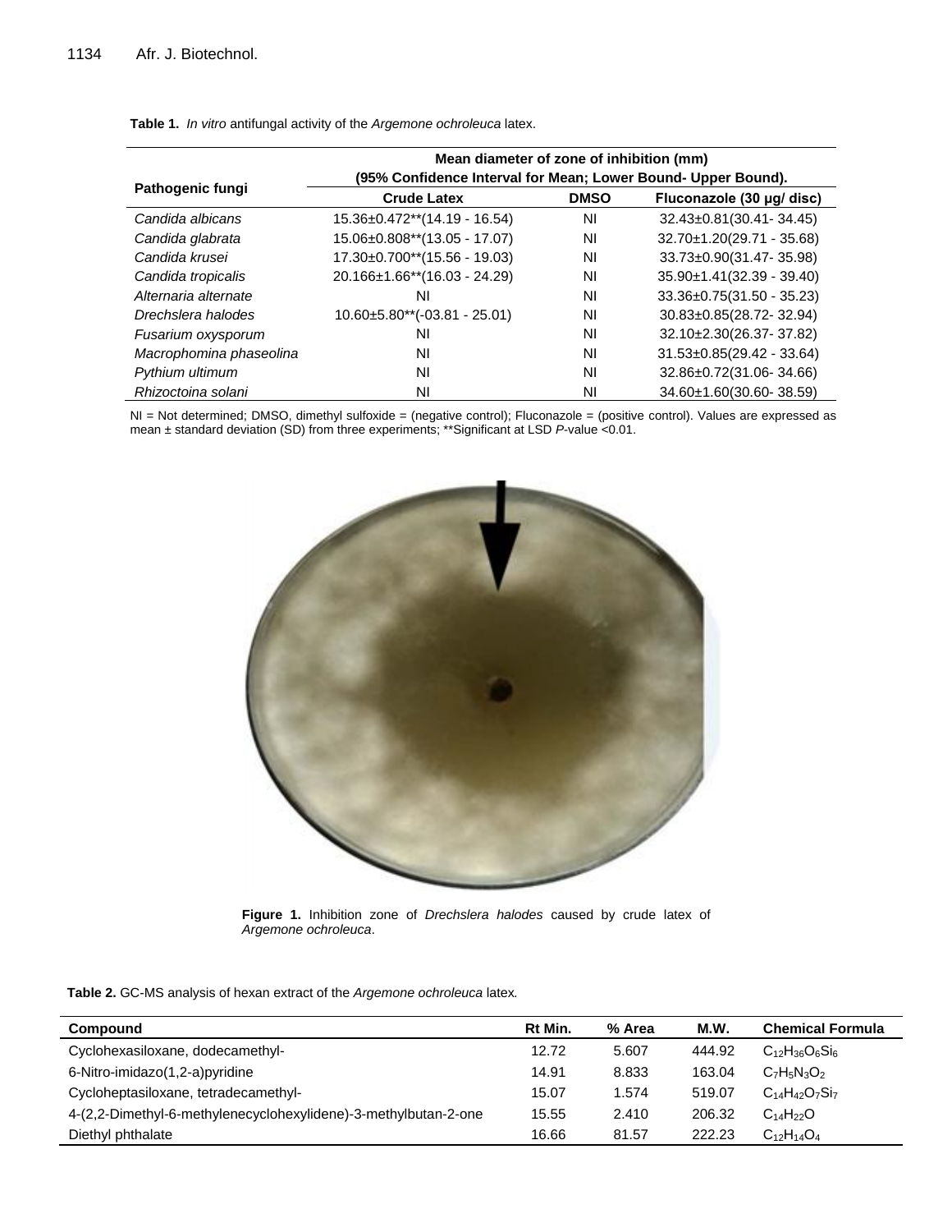**Table 1.** *In vitro* antifungal activity of the *Argemone ochroleuca* latex.

| Pathogenic fungi | Mean diameter of zone of inhibition (mm) (95% Confidence Interval for Mean; Lower Bound- Upper Bound). | | |
|---|---|---|---|
| | Crude Latex | DMSO | Fluconazole (30 µg/ disc) |
| *Candida albicans* | 15.36±0.472**(14.19 - 16.54) | NI | 32.43±0.81(30.41- 34.45) |
| *Candida glabrata* | 15.06±0.808**(13.05 - 17.07) | NI | 32.70±1.20(29.71 - 35.68) |
| *Candida krusei* | 17.30±0.700**(15.56 - 19.03) | NI | 33.73±0.90(31.47- 35.98) |
| *Candida tropicalis* | 20.166±1.66**(16.03 - 24.29) | NI | 35.90±1.41(32.39 - 39.40) |
| *Alternaria alternate* | NI | NI | 33.36±0.75(31.50 - 35.23) |
| *Drechslera halodes* | 10.60±5.80**(-03.81 - 25.01) | NI | 30.83±0.85(28.72- 32.94) |
| *Fusarium oxysporum* | NI | NI | 32.10±2.30(26.37- 37.82) |
| *Macrophomina phaseolina* | NI | NI | 31.53±0.85(29.42 - 33.64) |
| *Pythium ultimum* | NI | NI | 32.86±0.72(31.06- 34.66) |
| *Rhizoctoina solani* | NI | NI | 34.60±1.60(30.60- 38.59) |

NI = Not determined; DMSO, dimethyl sulfoxide = (negative control); Fluconazole = (positive control). Values are expressed as mean ± standard deviation (SD) from three experiments; **Significant at LSD *P*-value <0.01.

**Figure 1.** Inhibition zone of *Drechslera halodes* caused by crude latex of *Argemone ochroleuca*.

**Table 2.** GC-MS analysis of hexan extract of the *Argemone ochroleuca* latex.

| Compound | Rt Min. | % Area | M.W. | Chemical Formula |
|---|---|---|---|---|
| Cyclohexasiloxane, dodecamethyl- | 12.72 | 5.607 | 444.92 | $C_{12}H_{36}O_6Si_6$ |
| 6-Nitro-imidazo(1,2-a)pyridine | 14.91 | 8.833 | 163.04 | $C_7H_5N_3O_2$ |
| Cycloheptasiloxane, tetradecamethyl- | 15.07 | 1.574 | 519.07 | $C_{14}H_{42}O_7Si_7$ |
| 4-(2,2-Dimethyl-6-methylenecyclohexylidene)-3-methylbutan-2-one | 15.55 | 2.410 | 206.32 | $C_{14}H_{22}O$ |
| Diethyl phthalate | 16.66 | 81.57 | 222.23 | $C_{12}H_{14}O_4$ |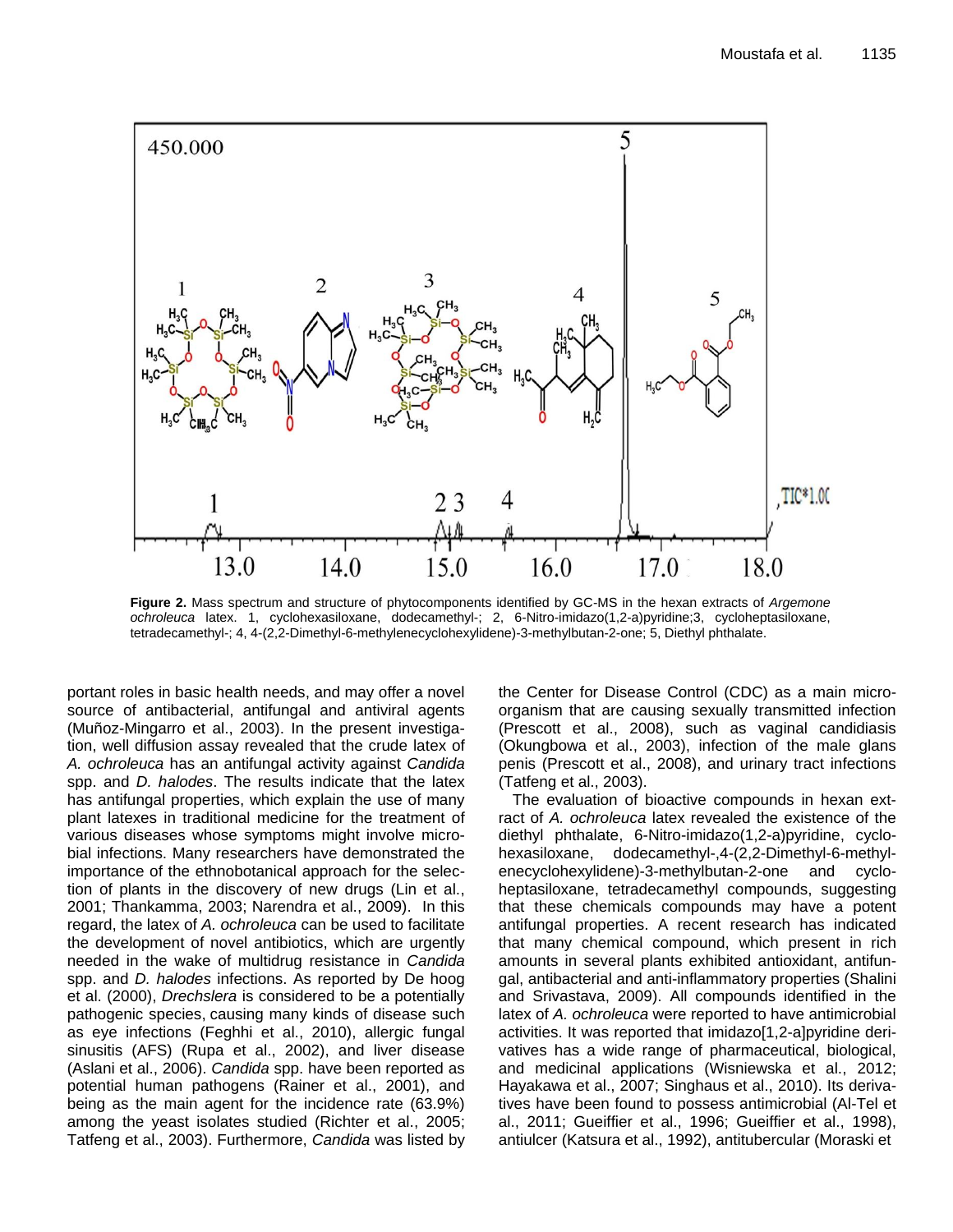**Figure 2.** Mass spectrum and structure of phytocomponents identified by GC-MS in the hexan extracts of *Argemone ochroleuca* latex. 1, cyclohexasiloxane, dodecamethyl-; 2, 6-Nitro-imidazo(1,2-a)pyridine;3, cycloheptasiloxane, tetradecamethyl-; 4, 4-(2,2-Dimethyl-6-methylenecyclohexylidene)-3-methylbutan-2-one; 5, Diethyl phthalate.

portant roles in basic health needs, and may offer a novel source of antibacterial, antifungal and antiviral agents (Muñoz-Mingarro et al., 2003). In the present investigation, well diffusion assay revealed that the crude latex of *A. ochroleuca* has an antifungal activity against *Candida* spp. and *D. halodes*. The results indicate that the latex has antifungal properties, which explain the use of many plant latexes in traditional medicine for the treatment of various diseases whose symptoms might involve microbial infections. Many researchers have demonstrated the importance of the ethnobotanical approach for the selection of plants in the discovery of new drugs (Lin et al., 2001; Thankamma, 2003; Narendra et al., 2009). In this regard, the latex of *A. ochroleuca* can be used to facilitate the development of novel antibiotics, which are urgently needed in the wake of multidrug resistance in *Candida* spp. and *D. halodes* infections. As reported by De hoog et al. (2000), *Drechslera* is considered to be a potentially pathogenic species, causing many kinds of disease such as eye infections (Feghhi et al., 2010), allergic fungal sinusitis (AFS) (Rupa et al., 2002), and liver disease (Aslani et al., 2006). *Candida* spp. have been reported as potential human pathogens (Rainer et al., 2001), and being as the main agent for the incidence rate (63.9%) among the yeast isolates studied (Richter et al., 2005; Tatfeng et al., 2003). Furthermore, *Candida* was listed by the Center for Disease Control (CDC) as a main microorganism that are causing sexually transmitted infection (Prescott et al., 2008), such as vaginal candidiasis (Okungbowa et al., 2003), infection of the male glans penis (Prescott et al., 2008), and urinary tract infections (Tatfeng et al., 2003).

The evaluation of bioactive compounds in hexan extract of *A. ochroleuca* latex revealed the existence of the diethyl phthalate, 6-Nitro-imidazo(1,2-a)pyridine, cyclohexasiloxane, dodecamethyl-,4-(2,2-Dimethyl-6-methylenecyclohexylidene)-3-methylbutan-2-one and cycloheptasiloxane, tetradecamethyl compounds, suggesting that these chemicals compounds may have a potent antifungal properties. A recent research has indicated that many chemical compound, which present in rich amounts in several plants exhibited antioxidant, antifungal, antibacterial and anti-inflammatory properties (Shalini and Srivastava, 2009). All compounds identified in the latex of *A. ochroleuca* were reported to have antimicrobial activities. It was reported that imidazo[1,2-a]pyridine derivatives has a wide range of pharmaceutical, biological, and medicinal applications (Wisniewska et al., 2012; Hayakawa et al., 2007; Singhaus et al., 2010). Its derivatives have been found to possess antimicrobial (Al-Tel et al., 2011; Gueiffier et al., 1996; Gueiffier et al., 1998), antiulcer (Katsura et al., 1992), antitubercular (Moraski et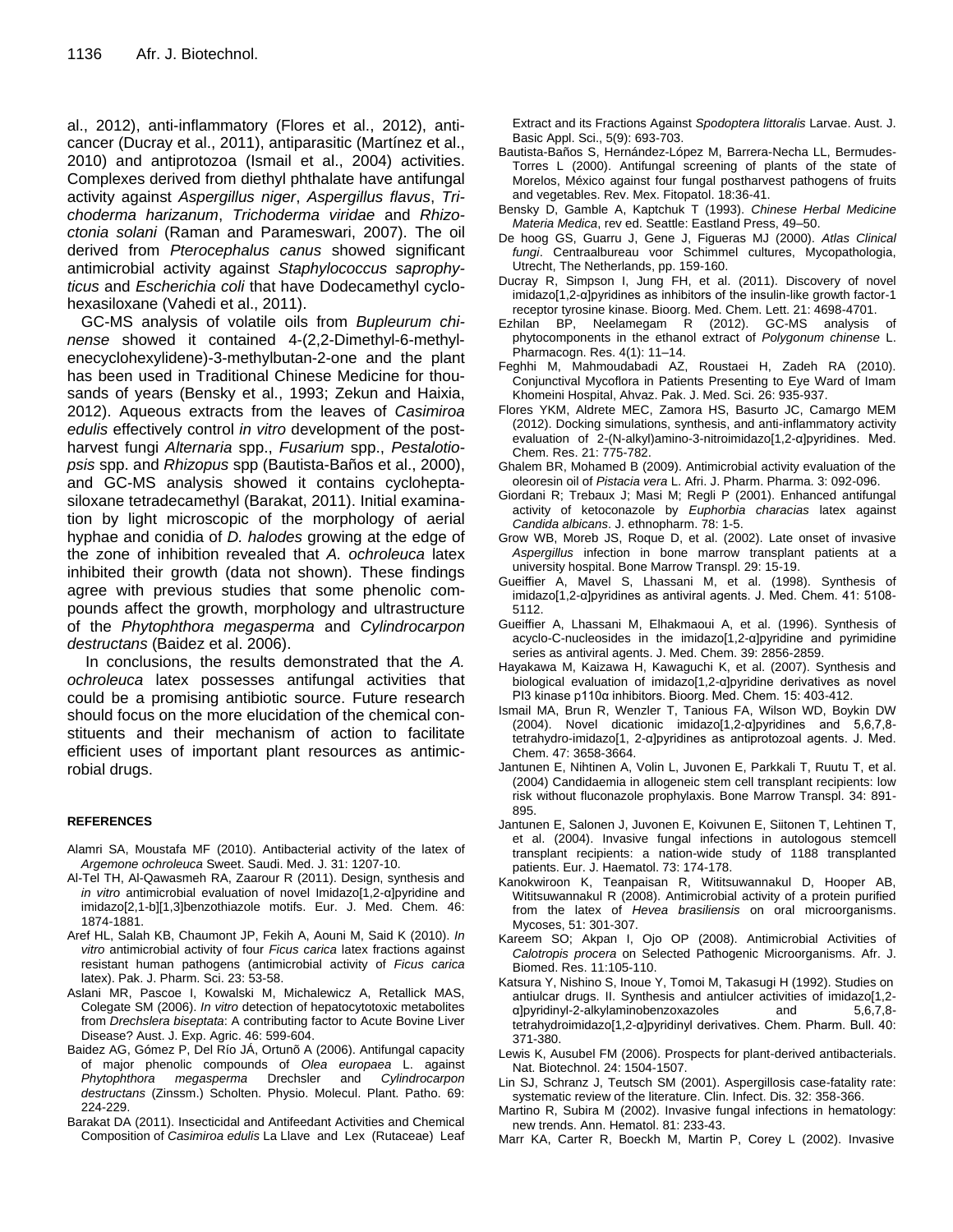al., 2012), anti-inflammatory (Flores et al., 2012), anti-cancer (Ducray et al., 2011), antiparasitic (Martínez et al., 2010) and antiprotozoa (Ismail et al., 2004) activities. Complexes derived from diethyl phthalate have antifungal activity against *Aspergillus niger*, *Aspergillus flavus*, *Trichoderma harizanum*, *Trichoderma viridae* and *Rhizoctonia solani* (Raman and Parameswari, 2007). The oil derived from *Pterocephalus canus* showed significant antimicrobial activity against *Staphylococcus saprophyticus* and *Escherichia coli* that have Dodecamethyl cyclohexasiloxane (Vahedi et al., 2011).

GC-MS analysis of volatile oils from *Bupleurum chinense* showed it contained 4-(2,2-Dimethyl-6-methylenecyclohexylidene)-3-methylbutan-2-one and the plant has been used in Traditional Chinese Medicine for thousands of years (Bensky et al., 1993; Zekun and Haixia, 2012). Aqueous extracts from the leaves of *Casimiroa edulis* effectively control *in vitro* development of the post-harvest fungi *Alternaria* spp., *Fusarium* spp., *Pestalotiopsis* spp. and *Rhizopus* spp (Bautista-Baños et al., 2000), and GC-MS analysis showed it contains cycloheptasiloxane tetradecamethyl (Barakat, 2011). Initial examination by light microscopic of the morphology of aerial hyphae and conidia of *D. halodes* growing at the edge of the zone of inhibition revealed that *A. ochroleuca* latex inhibited their growth (data not shown). These findings agree with previous studies that some phenolic compounds affect the growth, morphology and ultrastructure of the *Phytophthora megasperma* and *Cylindrocarpon destructans* (Baidez et al. 2006).

In conclusions, the results demonstrated that the *A. ochroleuca* latex possesses antifungal activities that could be a promising antibiotic source. Future research should focus on the more elucidation of the chemical constituents and their mechanism of action to facilitate efficient uses of important plant resources as antimicrobial drugs.

## REFERENCES

Alamri SA, Moustafa MF (2010). Antibacterial activity of the latex of *Argemone ochroleuca* Sweet. Saudi. Med. J. 31: 1207-10.

Al-Tel TH, Al-Qawasmeh RA, Zaarour R (2011). Design, synthesis and *in vitro* antimicrobial evaluation of novel Imidazo[1,2-α]pyridine and imidazo[2,1-b][1,3]benzothiazole motifs. Eur. J. Med. Chem. 46: 1874-1881.

Aref HL, Salah KB, Chaumont JP, Fekih A, Aouni M, Said K (2010). *In vitro* antimicrobial activity of four *Ficus carica* latex fractions against resistant human pathogens (antimicrobial activity of *Ficus carica* latex). Pak. J. Pharm. Sci. 23: 53-58.

Aslani MR, Pascoe I, Kowalski M, Michalewicz A, Retallick MAS, Colegate SM (2006). *In vitro* detection of hepatocytotoxic metabolites from *Drechslera biseptata*: A contributing factor to Acute Bovine Liver Disease? Aust. J. Exp. Agric. 46: 599-604.

Baidez AG, Gómez P, Del Río JÁ, Ortunõ A (2006). Antifungal capacity of major phenolic compounds of *Olea europaea* L. against *Phytophthora megasperma* Drechsler and *Cylindrocarpon destructans* (Zinssm.) Scholten. Physio. Molecul. Plant. Patho. 69: 224-229.

Barakat DA (2011). Insecticidal and Antifeedant Activities and Chemical Composition of *Casimiroa edulis* La Llave and Lex (Rutaceae) Leaf Extract and its Fractions Against *Spodoptera littoralis* Larvae. Aust. J. Basic Appl. Sci., 5(9): 693-703.

Bautista-Baños S, Hernández-López M, Barrera-Necha LL, Bermudes-Torres L (2000). Antifungal screening of plants of the state of Morelos, México against four fungal postharvest pathogens of fruits and vegetables. Rev. Mex. Fitopatol. 18:36-41.

Bensky D, Gamble A, Kaptchuk T (1993). *Chinese Herbal Medicine Materia Medica*, rev ed. Seattle: Eastland Press, 49–50.

De hoog GS, Guarru J, Gene J, Figueras MJ (2000). *Atlas Clinical fungi*. Centraalbureau voor Schimmel cultures, Mycopathologia, Utrecht, The Netherlands, pp. 159-160.

Ducray R, Simpson I, Jung FH, et al. (2011). Discovery of novel imidazo[1,2-α]pyridines as inhibitors of the insulin-like growth factor-1 receptor tyrosine kinase. Bioorg. Med. Chem. Lett. 21: 4698-4701.

Ezhilan BP, Neelamegam R (2012). GC-MS analysis of phytocomponents in the ethanol extract of *Polygonum chinense* L. Pharmacogn. Res. 4(1): 11–14.

Feghhi M, Mahmoudabadi AZ, Roustaei H, Zadeh RA (2010). Conjunctival Mycoflora in Patients Presenting to Eye Ward of Imam Khomeini Hospital, Ahvaz. Pak. J. Med. Sci. 26: 935-937.

Flores YKM, Aldrete MEC, Zamora HS, Basurto JC, Camargo MEM (2012). Docking simulations, synthesis, and anti-inflammatory activity evaluation of 2-(N-alkyl)amino-3-nitroimidazo[1,2-α]pyridines. Med. Chem. Res. 21: 775-782.

Ghalem BR, Mohamed B (2009). Antimicrobial activity evaluation of the oleoresin oil of *Pistacia vera* L. Afri. J. Pharm. Pharma. 3: 092-096.

Giordani R; Trebaux J; Masi M; Regli P (2001). Enhanced antifungal activity of ketoconazole by *Euphorbia characias* latex against *Candida albicans*. J. ethnopharm. 78: 1-5.

Grow WB, Moreb JS, Roque D, et al. (2002). Late onset of invasive *Aspergillus* infection in bone marrow transplant patients at a university hospital. Bone Marrow Transpl. 29: 15-19.

Gueiffier A, Mavel S, Lhassani M, et al. (1998). Synthesis of imidazo[1,2-α]pyridines as antiviral agents. J. Med. Chem. 41: 5108-5112.

Gueiffier A, Lhassani M, Elhakmaoui A, et al. (1996). Synthesis of acyclo-C-nucleosides in the imidazo[1,2-α]pyridine and pyrimidine series as antiviral agents. J. Med. Chem. 39: 2856-2859.

Hayakawa M, Kaizawa H, Kawaguchi K, et al. (2007). Synthesis and biological evaluation of imidazo[1,2-α]pyridine derivatives as novel PI3 kinase p110α inhibitors. Bioorg. Med. Chem. 15: 403-412.

Ismail MA, Brun R, Wenzler T, Tanious FA, Wilson WD, Boykin DW (2004). Novel dicationic imidazo[1,2-α]pyridines and 5,6,7,8-tetrahydro-imidazo[1, 2-α]pyridines as antiprotozoal agents. J. Med. Chem. 47: 3658-3664.

Jantunen E, Nihtinen A, Volin L, Juvonen E, Parkkali T, Ruutu T, et al. (2004) Candidaemia in allogeneic stem cell transplant recipients: low risk without fluconazole prophylaxis. Bone Marrow Transpl. 34: 891-895.

Jantunen E, Salonen J, Juvonen E, Koivunen E, Siitonen T, Lehtinen T, et al. (2004). Invasive fungal infections in autologous stemcell transplant recipients: a nation-wide study of 1188 transplanted patients. Eur. J. Haematol. 73: 174-178.

Kanokwiroon K, Teanpaisan R, Wititsuwannakul D, Hooper AB, Wititsuwannakul R (2008). Antimicrobial activity of a protein purified from the latex of *Hevea brasiliensis* on oral microorganisms. Mycoses, 51: 301-307.

Kareem SO; Akpan I, Ojo OP (2008). Antimicrobial Activities of *Calotropis procera* on Selected Pathogenic Microorganisms. Afr. J. Biomed. Res. 11:105-110.

Katsura Y, Nishino S, Inoue Y, Tomoi M, Takasugi H (1992). Studies on antiulcar drugs. II. Synthesis and antiulcer activities of imidazo[1,2-α]pyridinyl-2-alkylaminobenzoxazoles and 5,6,7,8-tetrahydroimidazo[1,2-α]pyridinyl derivatives. Chem. Pharm. Bull. 40: 371-380.

Lewis K, Ausubel FM (2006). Prospects for plant-derived antibacterials. Nat. Biotechnol. 24: 1504-1507.

Lin SJ, Schranz J, Teutsch SM (2001). Aspergillosis case-fatality rate: systematic review of the literature. Clin. Infect. Dis. 32: 358-366.

Martino R, Subira M (2002). Invasive fungal infections in hematology: new trends. Ann. Hematol. 81: 233-43.

Marr KA, Carter R, Boeckh M, Martin P, Corey L (2002). Invasive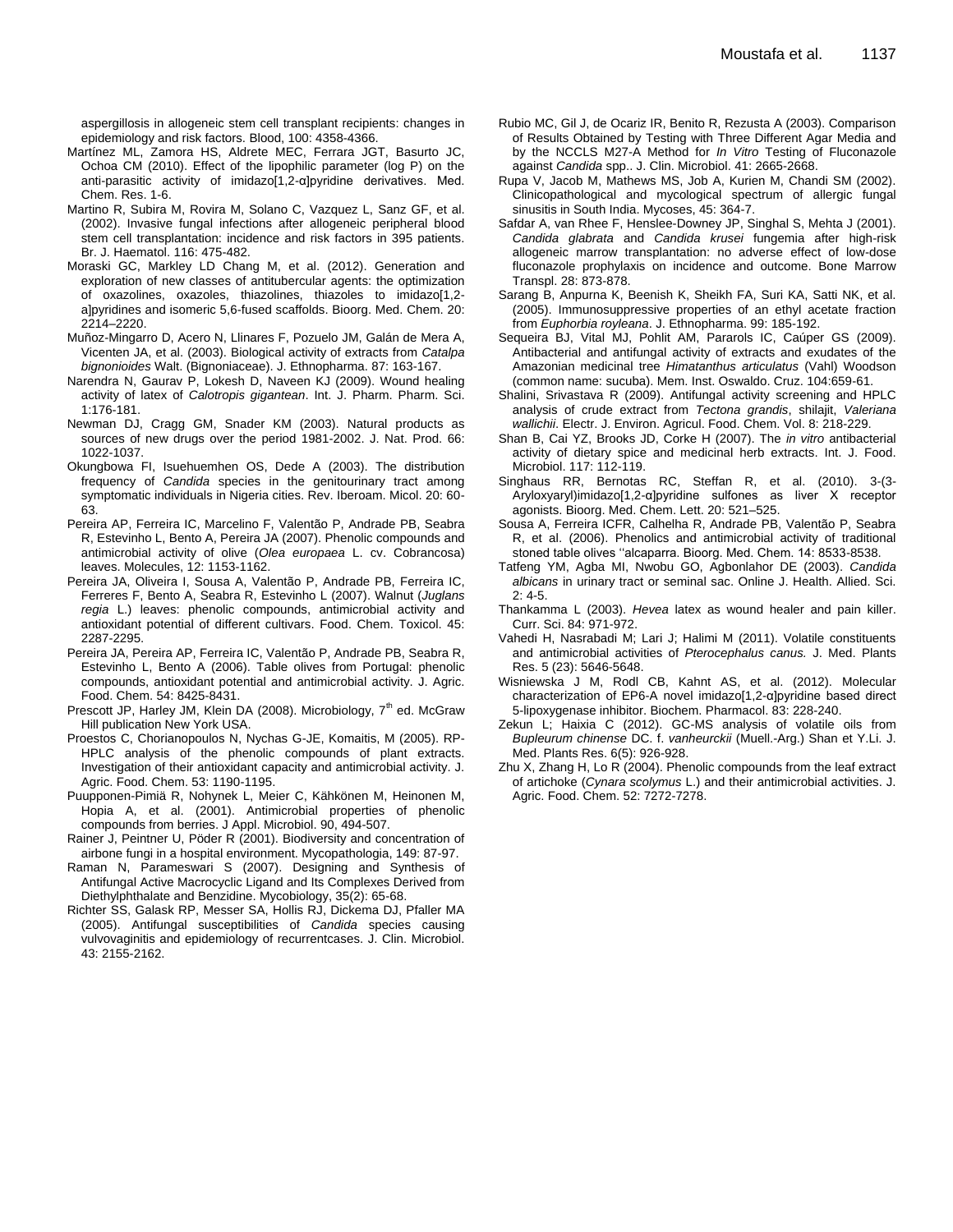aspergillosis in allogeneic stem cell transplant recipients: changes in epidemiology and risk factors. Blood, 100: 4358-4366.

Martínez ML, Zamora HS, Aldrete MEC, Ferrara JGT, Basurto JC, Ochoa CM (2010). Effect of the lipophilic parameter (log P) on the anti-parasitic activity of imidazo[1,2-α]pyridine derivatives. Med. Chem. Res. 1-6.

Martino R, Subira M, Rovira M, Solano C, Vazquez L, Sanz GF, et al. (2002). Invasive fungal infections after allogeneic peripheral blood stem cell transplantation: incidence and risk factors in 395 patients. Br. J. Haematol. 116: 475-482.

Moraski GC, Markley LD Chang M, et al. (2012). Generation and exploration of new classes of antitubercular agents: the optimization of oxazolines, oxazoles, thiazolines, thiazoles to imidazo[1,2-a]pyridines and isomeric 5,6-fused scaffolds. Bioorg. Med. Chem. 20: 2214–2220.

Muñoz-Mingarro D, Acero N, Llinares F, Pozuelo JM, Galán de Mera A, Vicenten JA, et al. (2003). Biological activity of extracts from *Catalpa bignonioides* Walt. (Bignoniaceae). J. Ethnopharma. 87: 163-167.

Narendra N, Gaurav P, Lokesh D, Naveen KJ (2009). Wound healing activity of latex of *Calotropis gigantean*. Int. J. Pharm. Pharm. Sci. 1:176-181.

Newman DJ, Cragg GM, Snader KM (2003). Natural products as sources of new drugs over the period 1981-2002. J. Nat. Prod. 66: 1022-1037.

Okungbowa FI, Isuehuemhen OS, Dede A (2003). The distribution frequency of *Candida* species in the genitourinary tract among symptomatic individuals in Nigeria cities. Rev. Iberoam. Micol. 20: 60-63.

Pereira AP, Ferreira IC, Marcelino F, Valentão P, Andrade PB, Seabra R, Estevinho L, Bento A, Pereira JA (2007). Phenolic compounds and antimicrobial activity of olive (*Olea europaea* L. cv. Cobrancosa) leaves. Molecules, 12: 1153-1162.

Pereira JA, Oliveira I, Sousa A, Valentão P, Andrade PB, Ferreira IC, Ferreres F, Bento A, Seabra R, Estevinho L (2007). Walnut (*Juglans regia* L.) leaves: phenolic compounds, antimicrobial activity and antioxidant potential of different cultivars. Food. Chem. Toxicol. 45: 2287-2295.

Pereira JA, Pereira AP, Ferreira IC, Valentão P, Andrade PB, Seabra R, Estevinho L, Bento A (2006). Table olives from Portugal: phenolic compounds, antioxidant potential and antimicrobial activity. J. Agric. Food. Chem. 54: 8425-8431.

Prescott JP, Harley JM, Klein DA (2008). Microbiology, 7th ed. McGraw Hill publication New York USA.

Proestos C, Chorianopoulos N, Nychas G-JE, Komaitis, M (2005). RP-HPLC analysis of the phenolic compounds of plant extracts. Investigation of their antioxidant capacity and antimicrobial activity. J. Agric. Food. Chem. 53: 1190-1195.

Puupponen-Pimiä R, Nohynek L, Meier C, Kähkönen M, Heinonen M, Hopia A, et al. (2001). Antimicrobial properties of phenolic compounds from berries. J Appl. Microbiol. 90, 494-507.

Rainer J, Peintner U, Pöder R (2001). Biodiversity and concentration of airbone fungi in a hospital environment. Mycopathologia, 149: 87-97.

Raman N, Parameswari S (2007). Designing and Synthesis of Antifungal Active Macrocyclic Ligand and Its Complexes Derived from Diethylphthalate and Benzidine. Mycobiology, 35(2): 65-68.

Richter SS, Galask RP, Messer SA, Hollis RJ, Dickema DJ, Pfaller MA (2005). Antifungal susceptibilities of *Candida* species causing vulvovaginitis and epidemiology of recurrentcases. J. Clin. Microbiol. 43: 2155-2162.

Rubio MC, Gil J, de Ocariz IR, Benito R, Rezusta A (2003). Comparison of Results Obtained by Testing with Three Different Agar Media and by the NCCLS M27-A Method for *In Vitro* Testing of Fluconazole against *Candida* spp.. J. Clin. Microbiol. 41: 2665-2668.

Rupa V, Jacob M, Mathews MS, Job A, Kurien M, Chandi SM (2002). Clinicopathological and mycological spectrum of allergic fungal sinusitis in South India. Mycoses, 45: 364-7.

Safdar A, van Rhee F, Henslee-Downey JP, Singhal S, Mehta J (2001). *Candida glabrata* and *Candida krusei* fungemia after high-risk allogeneic marrow transplantation: no adverse effect of low-dose fluconazole prophylaxis on incidence and outcome. Bone Marrow Transpl. 28: 873-878.

Sarang B, Anpurna K, Beenish K, Sheikh FA, Suri KA, Satti NK, et al. (2005). Immunosuppressive properties of an ethyl acetate fraction from *Euphorbia royleana*. J. Ethnopharma. 99: 185-192.

Sequeira BJ, Vital MJ, Pohlit AM, Pararols IC, Caúper GS (2009). Antibacterial and antifungal activity of extracts and exudates of the Amazonian medicinal tree *Himatanthus articulatus* (Vahl) Woodson (common name: sucuba). Mem. Inst. Oswaldo. Cruz. 104:659-61.

Shalini, Srivastava R (2009). Antifungal activity screening and HPLC analysis of crude extract from *Tectona grandis*, shilajit, *Valeriana wallichii*. Electr. J. Environ. Agricul. Food. Chem. Vol. 8: 218-229.

Shan B, Cai YZ, Brooks JD, Corke H (2007). The *in vitro* antibacterial activity of dietary spice and medicinal herb extracts. Int. J. Food. Microbiol. 117: 112-119.

Singhaus RR, Bernotas RC, Steffan R, et al. (2010). 3-(3-Aryloxyaryl)imidazo[1,2-α]pyridine sulfones as liver X receptor agonists. Bioorg. Med. Chem. Lett. 20: 521–525.

Sousa A, Ferreira ICFR, Calhelha R, Andrade PB, Valentão P, Seabra R, et al. (2006). Phenolics and antimicrobial activity of traditional stoned table olives ''alcaparra. Bioorg. Med. Chem. 14: 8533-8538.

Tatfeng YM, Agba MI, Nwobu GO, Agbonlahor DE (2003). *Candida albicans* in urinary tract or seminal sac. Online J. Health. Allied. Sci. 2: 4-5.

Thankamma L (2003). *Hevea* latex as wound healer and pain killer. Curr. Sci. 84: 971-972.

Vahedi H, Nasrabadi M; Lari J; Halimi M (2011). Volatile constituents and antimicrobial activities of *Pterocephalus canus.* J. Med. Plants Res. 5 (23): 5646-5648.

Wisniewska J M, Rodl CB, Kahnt AS, et al. (2012). Molecular characterization of EP6-A novel imidazo[1,2-α]pyridine based direct 5-lipoxygenase inhibitor. Biochem. Pharmacol. 83: 228-240.

Zekun L; Haixia C (2012). GC-MS analysis of volatile oils from *Bupleurum chinense* DC. f. *vanheurckii* (Muell.-Arg.) Shan et Y.Li. J. Med. Plants Res. 6(5): 926-928.

Zhu X, Zhang H, Lo R (2004). Phenolic compounds from the leaf extract of artichoke (*Cynara scolymus* L.) and their antimicrobial activities. J. Agric. Food. Chem. 52: 7272-7278.